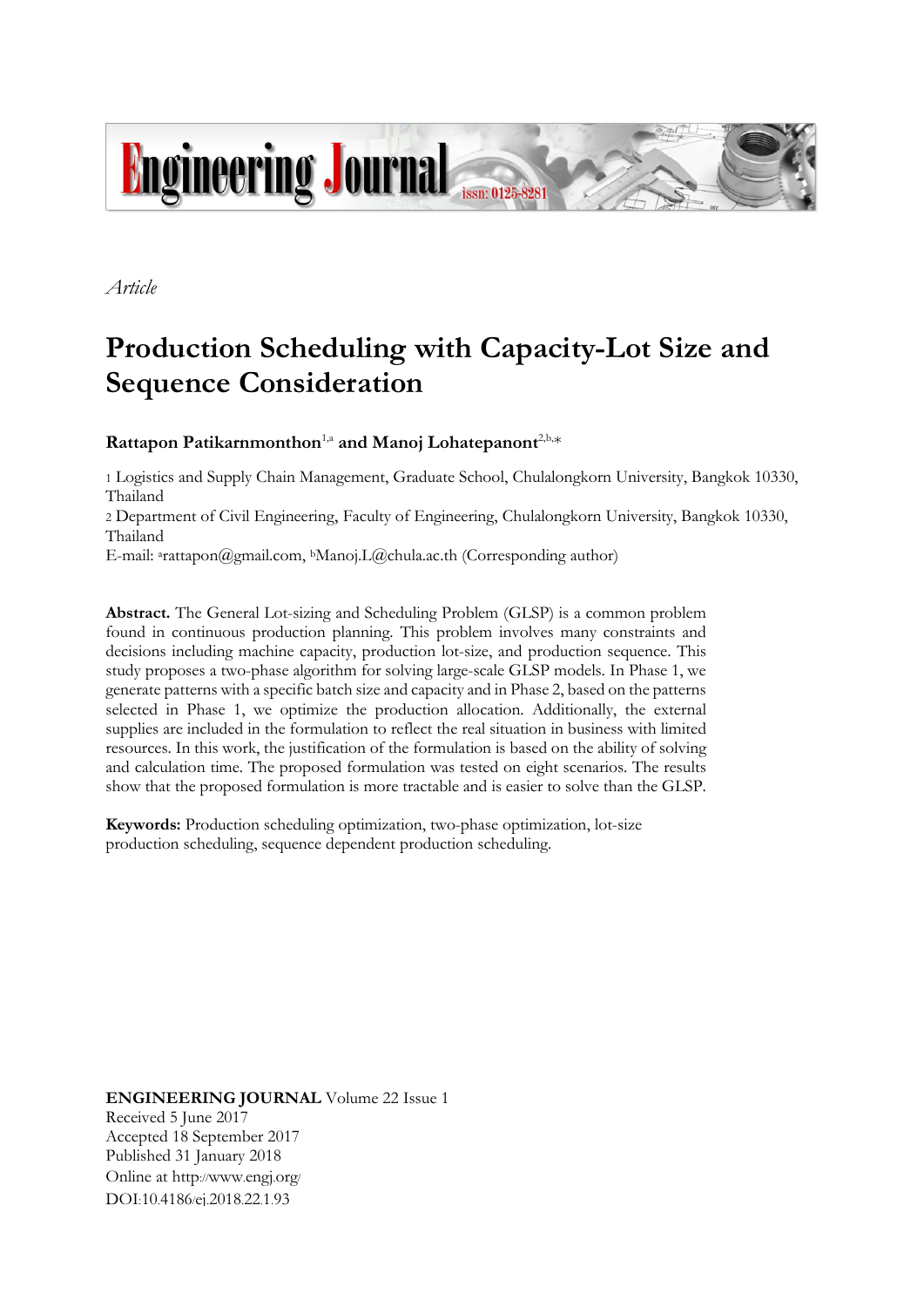*Article*

# Production Scheduling with Capacity-Lot Size and Sequence Consideration

**Rattapon Patikarnmonthon**[1,a] **and Manoj Lohatepanont**[2,b,*]

1 Logistics and Supply Chain Management, Graduate School, Chulalongkorn University, Bangkok 10330, Thailand

2 Department of Civil Engineering, Faculty of Engineering, Chulalongkorn University, Bangkok 10330, Thailand

E-mail: [a]rattapon@gmail.com, [b]Manoj.L@chula.ac.th (Corresponding author)

**Abstract.** The General Lot-sizing and Scheduling Problem (GLSP) is a common problem found in continuous production planning. This problem involves many constraints and decisions including machine capacity, production lot-size, and production sequence. This study proposes a two-phase algorithm for solving large-scale GLSP models. In Phase 1, we generate patterns with a specific batch size and capacity and in Phase 2, based on the patterns selected in Phase 1, we optimize the production allocation. Additionally, the external supplies are included in the formulation to reflect the real situation in business with limited resources. In this work, the justification of the formulation is based on the ability of solving and calculation time. The proposed formulation was tested on eight scenarios. The results show that the proposed formulation is more tractable and is easier to solve than the GLSP.

**Keywords:** Production scheduling optimization, two-phase optimization, lot-size production scheduling, sequence dependent production scheduling.

**ENGINEERING JOURNAL** Volume 22 Issue 1
Received 5 June 2017
Accepted 18 September 2017
Published 31 January 2018
Online at http://www.engj.org/
DOI:10.4186/ej.2018.22.1.93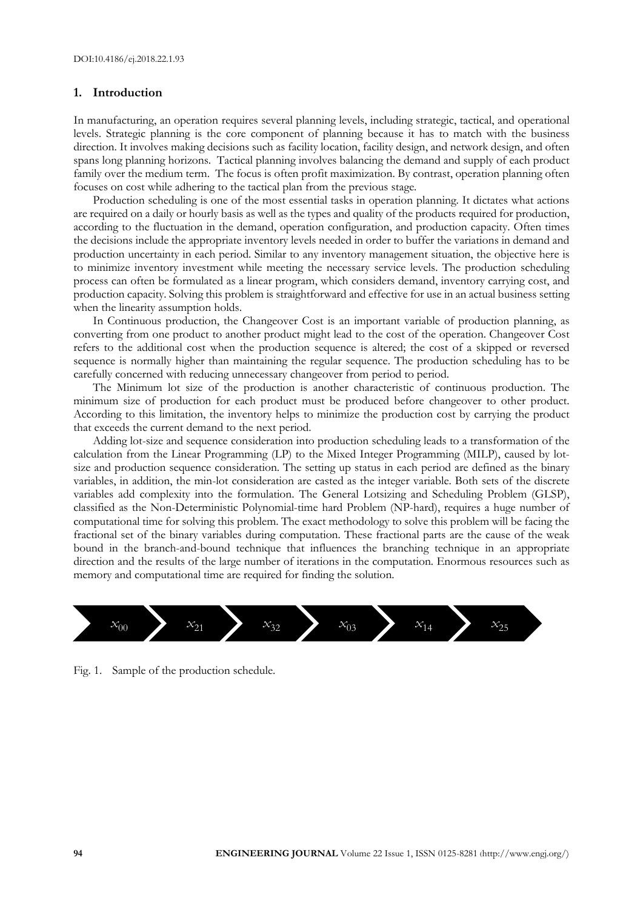## 1. Introduction

In manufacturing, an operation requires several planning levels, including strategic, tactical, and operational levels. Strategic planning is the core component of planning because it has to match with the business direction. It involves making decisions such as facility location, facility design, and network design, and often spans long planning horizons. Tactical planning involves balancing the demand and supply of each product family over the medium term. The focus is often profit maximization. By contrast, operation planning often focuses on cost while adhering to the tactical plan from the previous stage.

Production scheduling is one of the most essential tasks in operation planning. It dictates what actions are required on a daily or hourly basis as well as the types and quality of the products required for production, according to the fluctuation in the demand, operation configuration, and production capacity. Often times the decisions include the appropriate inventory levels needed in order to buffer the variations in demand and production uncertainty in each period. Similar to any inventory management situation, the objective here is to minimize inventory investment while meeting the necessary service levels. The production scheduling process can often be formulated as a linear program, which considers demand, inventory carrying cost, and production capacity. Solving this problem is straightforward and effective for use in an actual business setting when the linearity assumption holds.

In Continuous production, the Changeover Cost is an important variable of production planning, as converting from one product to another product might lead to the cost of the operation. Changeover Cost refers to the additional cost when the production sequence is altered; the cost of a skipped or reversed sequence is normally higher than maintaining the regular sequence. The production scheduling has to be carefully concerned with reducing unnecessary changeover from period to period.

The Minimum lot size of the production is another characteristic of continuous production. The minimum size of production for each product must be produced before changeover to other product. According to this limitation, the inventory helps to minimize the production cost by carrying the product that exceeds the current demand to the next period.

Adding lot-size and sequence consideration into production scheduling leads to a transformation of the calculation from the Linear Programming (LP) to the Mixed Integer Programming (MILP), caused by lot-size and production sequence consideration. The setting up status in each period are defined as the binary variables, in addition, the min-lot consideration are casted as the integer variable. Both sets of the discrete variables add complexity into the formulation. The General Lotsizing and Scheduling Problem (GLSP), classified as the Non-Deterministic Polynomial-time hard Problem (NP-hard), requires a huge number of computational time for solving this problem. The exact methodology to solve this problem will be facing the fractional set of the binary variables during computation. These fractional parts are the cause of the weak bound in the branch-and-bound technique that influences the branching technique in an appropriate direction and the results of the large number of iterations in the computation. Enormous resources such as memory and computational time are required for finding the solution.

$x_{00}$ → $x_{21}$ → $x_{32}$ → $x_{03}$ → $x_{14}$ → $x_{25}$

Fig. 1. Sample of the production schedule.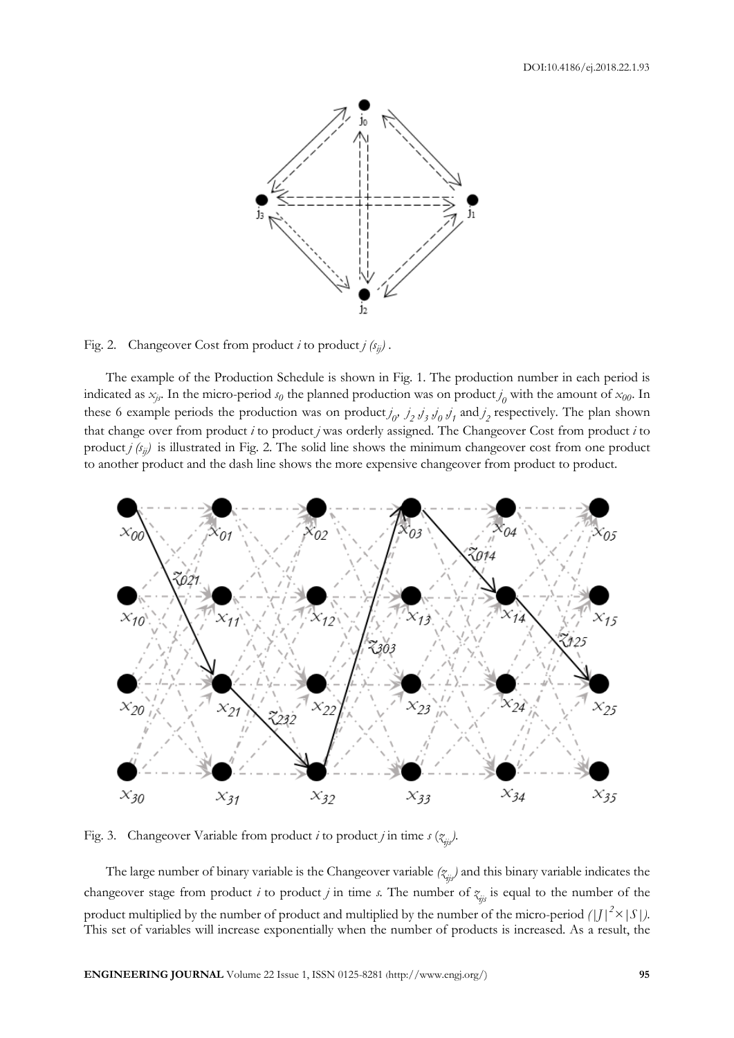Fig. 2. Changeover Cost from product $i$ to product $j$ $(s_{ij})$ .

The example of the Production Schedule is shown in Fig. 1. The production number in each period is indicated as $x_{js}$. In the micro-period $s_0$ the planned production was on product $j_0$ with the amount of $x_{00}$. In these 6 example periods the production was on product $j_0$, $j_2$, $j_3$, $j_0$, $j_1$ and $j_2$ respectively. The plan shown that change over from product $i$ to product $j$ was orderly assigned. The Changeover Cost from product $i$ to product $j$ $(s_{ij})$ is illustrated in Fig. 2. The solid line shows the minimum changeover cost from one product to another product and the dash line shows the more expensive changeover from product to product.

Fig. 3. Changeover Variable from product $i$ to product $j$ in time $s$ $(z_{ijs})$.

The large number of binary variable is the Changeover variable $(z_{ijs})$ and this binary variable indicates the changeover stage from product $i$ to product $j$ in time $s$. The number of $z_{ijs}$ is equal to the number of the product multiplied by the number of product and multiplied by the number of the micro-period $(|J|^2 \times |S|)$. This set of variables will increase exponentially when the number of products is increased. As a result, the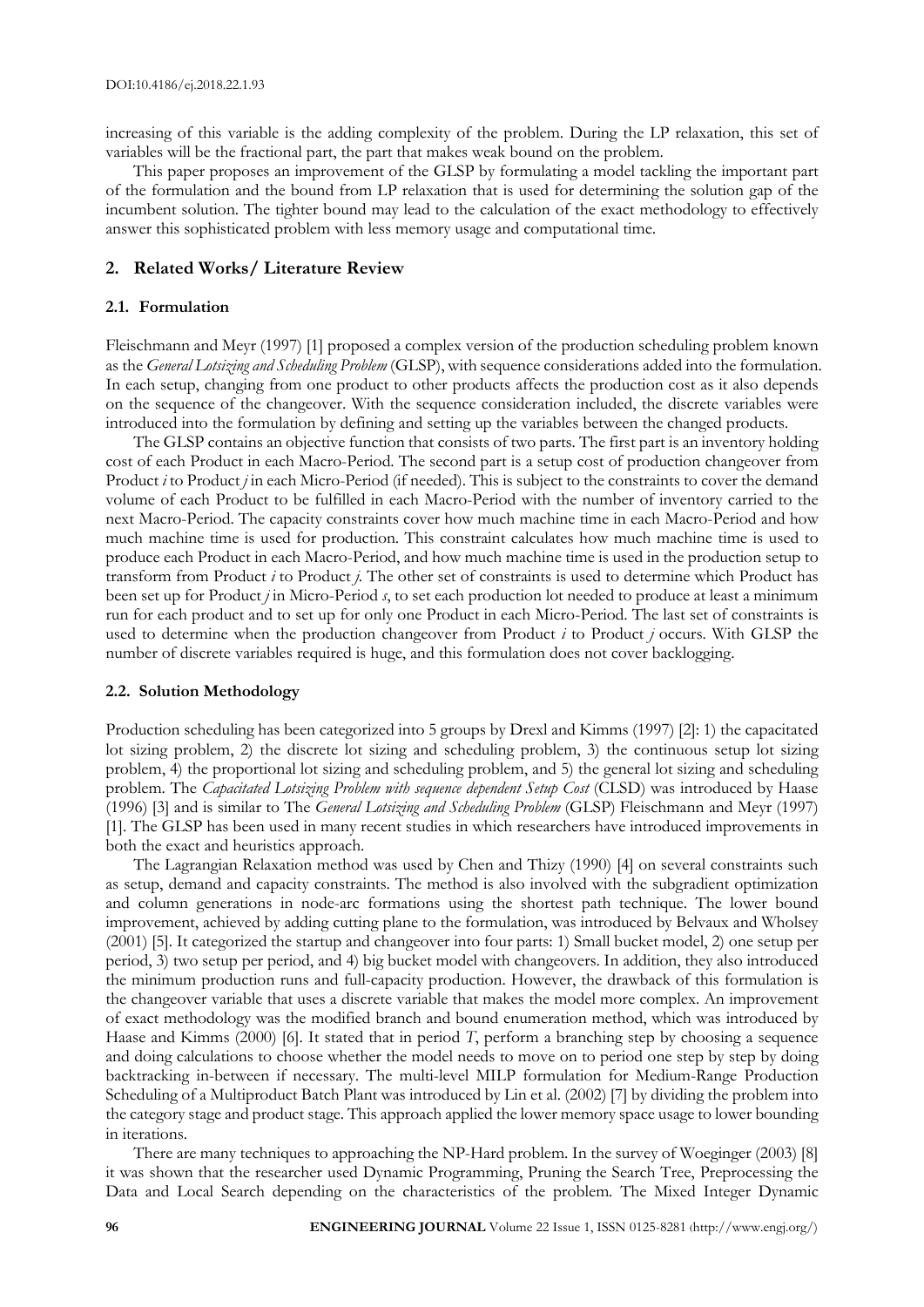increasing of this variable is the adding complexity of the problem. During the LP relaxation, this set of variables will be the fractional part, the part that makes weak bound on the problem.

This paper proposes an improvement of the GLSP by formulating a model tackling the important part of the formulation and the bound from LP relaxation that is used for determining the solution gap of the incumbent solution. The tighter bound may lead to the calculation of the exact methodology to effectively answer this sophisticated problem with less memory usage and computational time.

## 2. Related Works/ Literature Review

### 2.1. Formulation

Fleischmann and Meyr (1997) [1] proposed a complex version of the production scheduling problem known as the *General Lotsizing and Scheduling Problem* (GLSP), with sequence considerations added into the formulation. In each setup, changing from one product to other products affects the production cost as it also depends on the sequence of the changeover. With the sequence consideration included, the discrete variables were introduced into the formulation by defining and setting up the variables between the changed products.

The GLSP contains an objective function that consists of two parts. The first part is an inventory holding cost of each Product in each Macro-Period. The second part is a setup cost of production changeover from Product *i* to Product *j* in each Micro-Period (if needed). This is subject to the constraints to cover the demand volume of each Product to be fulfilled in each Macro-Period with the number of inventory carried to the next Macro-Period. The capacity constraints cover how much machine time in each Macro-Period and how much machine time is used for production. This constraint calculates how much machine time is used to produce each Product in each Macro-Period, and how much machine time is used in the production setup to transform from Product *i* to Product *j*. The other set of constraints is used to determine which Product has been set up for Product *j* in Micro-Period *s*, to set each production lot needed to produce at least a minimum run for each product and to set up for only one Product in each Micro-Period. The last set of constraints is used to determine when the production changeover from Product *i* to Product *j* occurs. With GLSP the number of discrete variables required is huge, and this formulation does not cover backlogging.

### 2.2. Solution Methodology

Production scheduling has been categorized into 5 groups by Drexl and Kimms (1997) [2]: 1) the capacitated lot sizing problem, 2) the discrete lot sizing and scheduling problem, 3) the continuous setup lot sizing problem, 4) the proportional lot sizing and scheduling problem, and 5) the general lot sizing and scheduling problem. The *Capacitated Lotsizing Problem with sequence dependent Setup Cost* (CLSD) was introduced by Haase (1996) [3] and is similar to The *General Lotsizing and Scheduling Problem* (GLSP) Fleischmann and Meyr (1997) [1]. The GLSP has been used in many recent studies in which researchers have introduced improvements in both the exact and heuristics approach.

The Lagrangian Relaxation method was used by Chen and Thizy (1990) [4] on several constraints such as setup, demand and capacity constraints. The method is also involved with the subgradient optimization and column generations in node-arc formations using the shortest path technique. The lower bound improvement, achieved by adding cutting plane to the formulation, was introduced by Belvaux and Wholsey (2001) [5]. It categorized the startup and changeover into four parts: 1) Small bucket model, 2) one setup per period, 3) two setup per period, and 4) big bucket model with changeovers. In addition, they also introduced the minimum production runs and full-capacity production. However, the drawback of this formulation is the changeover variable that uses a discrete variable that makes the model more complex. An improvement of exact methodology was the modified branch and bound enumeration method, which was introduced by Haase and Kimms (2000) [6]. It stated that in period *T*, perform a branching step by choosing a sequence and doing calculations to choose whether the model needs to move on to period one step by step by doing backtracking in-between if necessary. The multi-level MILP formulation for Medium-Range Production Scheduling of a Multiproduct Batch Plant was introduced by Lin et al. (2002) [7] by dividing the problem into the category stage and product stage. This approach applied the lower memory space usage to lower bounding in iterations.

There are many techniques to approaching the NP-Hard problem. In the survey of Woeginger (2003) [8] it was shown that the researcher used Dynamic Programming, Pruning the Search Tree, Preprocessing the Data and Local Search depending on the characteristics of the problem. The Mixed Integer Dynamic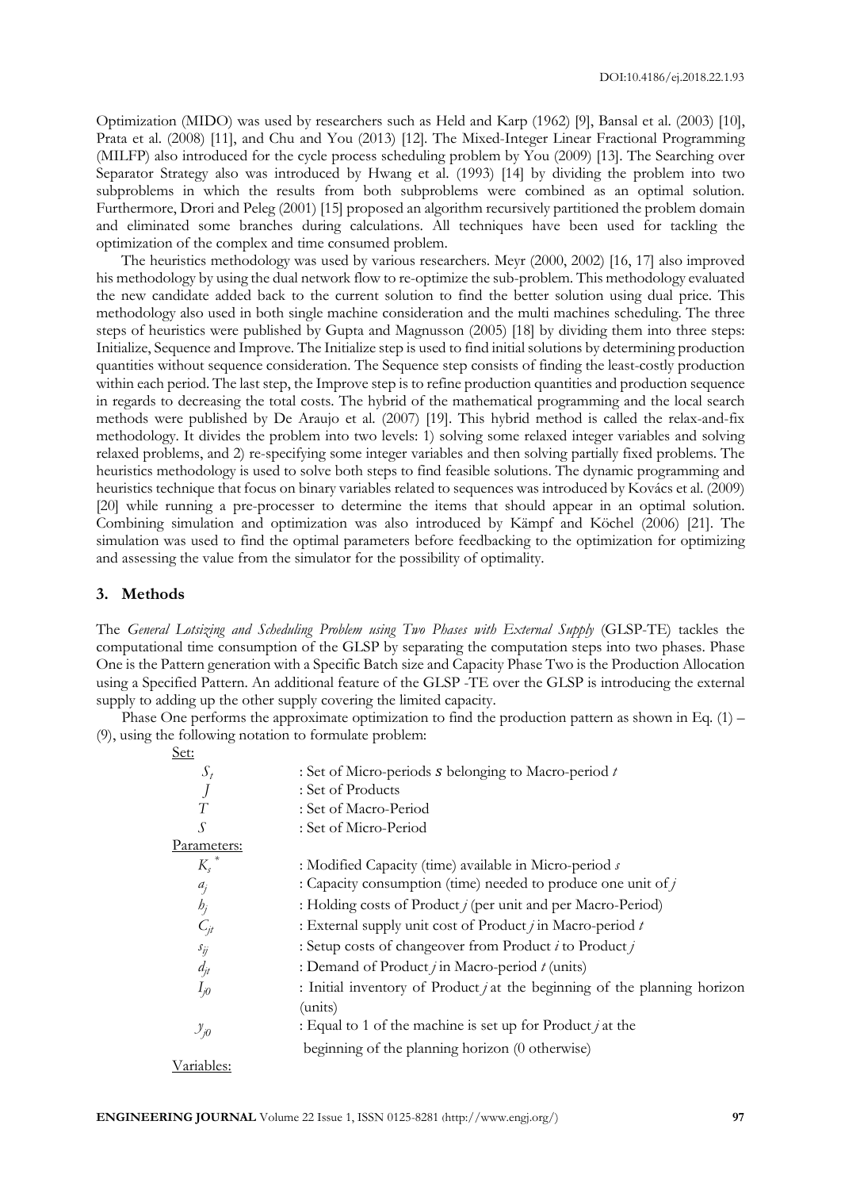Optimization (MIDO) was used by researchers such as Held and Karp (1962) [9], Bansal et al. (2003) [10], Prata et al. (2008) [11], and Chu and You (2013) [12]. The Mixed-Integer Linear Fractional Programming (MILFP) also introduced for the cycle process scheduling problem by You (2009) [13]. The Searching over Separator Strategy also was introduced by Hwang et al. (1993) [14] by dividing the problem into two subproblems in which the results from both subproblems were combined as an optimal solution. Furthermore, Drori and Peleg (2001) [15] proposed an algorithm recursively partitioned the problem domain and eliminated some branches during calculations. All techniques have been used for tackling the optimization of the complex and time consumed problem.

The heuristics methodology was used by various researchers. Meyr (2000, 2002) [16, 17] also improved his methodology by using the dual network flow to re-optimize the sub-problem. This methodology evaluated the new candidate added back to the current solution to find the better solution using dual price. This methodology also used in both single machine consideration and the multi machines scheduling. The three steps of heuristics were published by Gupta and Magnusson (2005) [18] by dividing them into three steps: Initialize, Sequence and Improve. The Initialize step is used to find initial solutions by determining production quantities without sequence consideration. The Sequence step consists of finding the least-costly production within each period. The last step, the Improve step is to refine production quantities and production sequence in regards to decreasing the total costs. The hybrid of the mathematical programming and the local search methods were published by De Araujo et al. (2007) [19]. This hybrid method is called the relax-and-fix methodology. It divides the problem into two levels: 1) solving some relaxed integer variables and solving relaxed problems, and 2) re-specifying some integer variables and then solving partially fixed problems. The heuristics methodology is used to solve both steps to find feasible solutions. The dynamic programming and heuristics technique that focus on binary variables related to sequences was introduced by Kovács et al. (2009) [20] while running a pre-processer to determine the items that should appear in an optimal solution. Combining simulation and optimization was also introduced by Kämpf and Köchel (2006) [21]. The simulation was used to find the optimal parameters before feedbacking to the optimization for optimizing and assessing the value from the simulator for the possibility of optimality.

## 3. Methods

The *General Lotsizing and Scheduling Problem using Two Phases with External Supply* (GLSP-TE) tackles the computational time consumption of the GLSP by separating the computation steps into two phases. Phase One is the Pattern generation with a Specific Batch size and Capacity Phase Two is the Production Allocation using a Specified Pattern. An additional feature of the GLSP -TE over the GLSP is introducing the external supply to adding up the other supply covering the limited capacity.

Phase One performs the approximate optimization to find the production pattern as shown in Eq. (1) – (9), using the following notation to formulate problem:

Set:

| | |
|---|---|
| $S_t$ | : Set of Micro-periods $s$ belonging to Macro-period $t$ |
| $J$ | : Set of Products |
| $T$ | : Set of Macro-Period |
| $S$ | : Set of Micro-Period |

Parameters:

| | |
|---|---|
| $K_s^*$ | : Modified Capacity (time) available in Micro-period $s$ |
| $a_j$ | : Capacity consumption (time) needed to produce one unit of $j$ |
| $h_j$ | : Holding costs of Product $j$ (per unit and per Macro-Period) |
| $C_{jt}$ | : External supply unit cost of Product $j$ in Macro-period $t$ |
| $s_{ij}$ | : Setup costs of changeover from Product $i$ to Product $j$ |
| $d_{jt}$ | : Demand of Product $j$ in Macro-period $t$ (units) |
| $I_{j0}$ | : Initial inventory of Product $j$ at the beginning of the planning horizon (units) |
| $y_{j0}$ | : Equal to 1 of the machine is set up for Product $j$ at the beginning of the planning horizon (0 otherwise) |

Variables: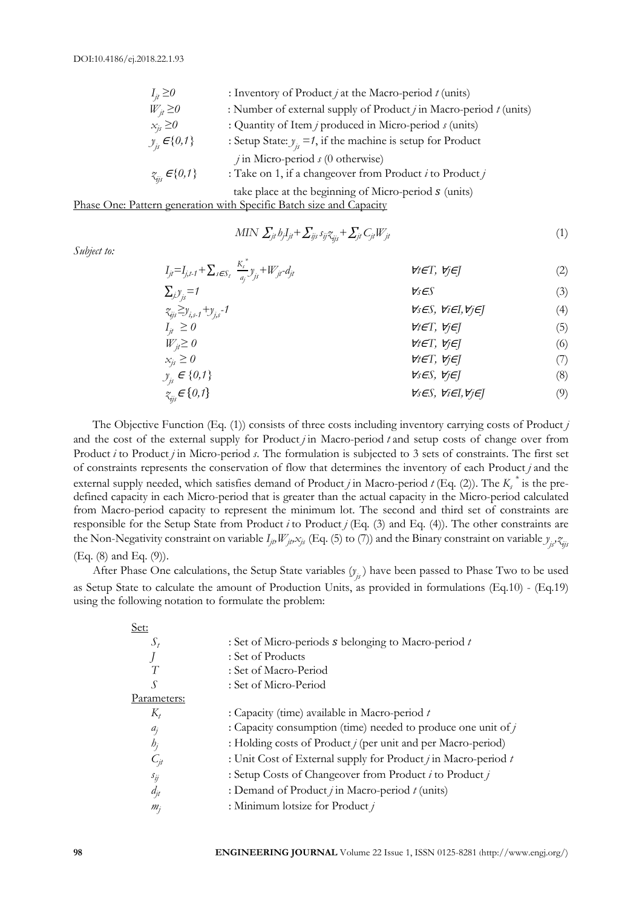$I_{jt} \geq 0$ : Inventory of Product $j$ at the Macro-period $t$ (units)

$W_{jt} \geq 0$ : Number of external supply of Product $j$ in Macro-period $t$ (units)

$x_{js} \geq 0$ : Quantity of Item $j$ produced in Micro-period $s$ (units)

$y_{js} \in \{0,1\}$ : Setup State: $y_{js} = 1$, if the machine is setup for Product $j$ in Micro-period $s$ (0 otherwise)

$z_{ijs} \in \{0,1\}$ : Take on 1, if a changeover from Product $i$ to Product $j$ take place at the beginning of Micro-period $s$ (units)

Phase One: Pattern generation with Specific Batch size and Capacity

$$MIN \sum_{jt} h_j I_{jt} + \sum_{ijs} s_{ij} z_{ijs} + \sum_{jt} C_{jt} W_{jt} \tag{1}$$

*Subject to:*

$$I_{jt} = I_{j,t-1} + \sum_{s \in S_t} \frac{K_s^*}{a_j} y_{js} + W_{jt} - d_{jt} \qquad \forall t \in T,\ \forall j \in J \tag{2}$$

$$\sum_j y_{js} = 1 \qquad \forall s \in S \tag{3}$$

$$z_{ijs} \geq y_{i,s-1} + y_{j,s} - 1 \qquad \forall s \in S,\ \forall i \in I, \forall j \in J \tag{4}$$

$$I_{jt} \geq 0 \qquad \forall t \in T,\ \forall j \in J \tag{5}$$

$$W_{jt} \geq 0 \qquad \forall t \in T,\ \forall j \in J \tag{6}$$

$$x_{js} \geq 0 \qquad \forall t \in T,\ \forall j \in J \tag{7}$$

$$y_{js} \in \{0,1\} \qquad \forall s \in S,\ \forall j \in J \tag{8}$$

$$z_{ijs} \in \{0,1\} \qquad \forall s \in S,\ \forall i \in I, \forall j \in J \tag{9}$$

The Objective Function (Eq. (1)) consists of three costs including inventory carrying costs of Product $j$ and the cost of the external supply for Product $j$ in Macro-period $t$ and setup costs of change over from Product $i$ to Product $j$ in Micro-period $s$. The formulation is subjected to 3 sets of constraints. The first set of constraints represents the conservation of flow that determines the inventory of each Product $j$ and the external supply needed, which satisfies demand of Product $j$ in Macro-period $t$ (Eq. (2)). The $K_s^*$ is the pre-defined capacity in each Micro-period that is greater than the actual capacity in the Micro-period calculated from Macro-period capacity to represent the minimum lot. The second and third set of constraints are responsible for the Setup State from Product $i$ to Product $j$ (Eq. (3) and Eq. (4)). The other constraints are the Non-Negativity constraint on variable $I_{jt}, W_{jt}, x_{js}$ (Eq. (5) to (7)) and the Binary constraint on variable $y_{js}, z_{ijs}$ (Eq. (8) and Eq. (9)).

After Phase One calculations, the Setup State variables ($y_{js}$) have been passed to Phase Two to be used as Setup State to calculate the amount of Production Units, as provided in formulations (Eq.10) - (Eq.19) using the following notation to formulate the problem:

Set:

$S_t$ : Set of Micro-periods $s$ belonging to Macro-period $t$

$J$ : Set of Products

$T$ : Set of Macro-Period

$S$ : Set of Micro-Period

Parameters:

$K_t$ : Capacity (time) available in Macro-period $t$

$a_j$ : Capacity consumption (time) needed to produce one unit of $j$

$h_j$ : Holding costs of Product $j$ (per unit and per Macro-period)

$C_{jt}$ : Unit Cost of External supply for Product $j$ in Macro-period $t$

$s_{ij}$ : Setup Costs of Changeover from Product $i$ to Product $j$

$d_{jt}$ : Demand of Product $j$ in Macro-period $t$ (units)

$m_j$ : Minimum lotsize for Product $j$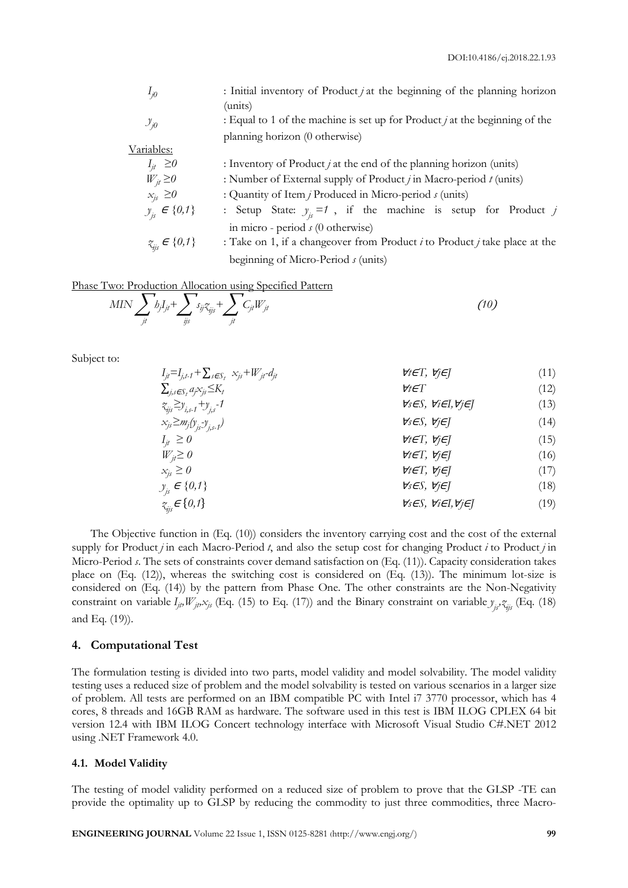| | |
|---|---|
| $I_{j0}$ | : Initial inventory of Product $j$ at the beginning of the planning horizon (units) |
| $y_{j0}$ | : Equal to 1 of the machine is set up for Product $j$ at the beginning of the planning horizon (0 otherwise) |

Variables:

| | |
|---|---|
| $I_{jt} \geq 0$ | : Inventory of Product $j$ at the end of the planning horizon (units) |
| $W_{jt} \geq 0$ | : Number of External supply of Product $j$ in Macro-period $t$ (units) |
| $x_{js} \geq 0$ | : Quantity of Item $j$ Produced in Micro-period $s$ (units) |
| $y_{js} \in \{0,1\}$ | : Setup State: $y_{js} = 1$, if the machine is setup for Product $j$ in micro - period $s$ (0 otherwise) |
| $z_{ijs} \in \{0,1\}$ | : Take on 1, if a changeover from Product $i$ to Product $j$ take place at the beginning of Micro-Period $s$ (units) |

Phase Two: Production Allocation using Specified Pattern

$$MIN \sum_{jt} h_j I_{jt} + \sum_{ijs} s_{ij} z_{ijs} + \sum_{jt} C_{jt} W_{jt} \tag{10}$$

Subject to:

$$I_{jt} = I_{j,t-1} + \sum_{s \in S_t} x_{js} + W_{jt} - d_{jt} \qquad \forall t \in T, \forall j \in J \tag{11}$$

$$\sum_{j,s \in S_t} a_j x_{js} \leq K_t \qquad \forall t \in T \tag{12}$$

$$z_{ijs} \geq y_{i,s-1} + y_{j,s} - 1 \qquad \forall s \in S, \forall i \in I, \forall j \in J \tag{13}$$

$$x_{js} \geq m_j (y_{js} - y_{j,s-1}) \qquad \forall s \in S, \forall j \in J \tag{14}$$

$$I_{jt} \geq 0 \qquad \forall t \in T, \forall j \in J \tag{15}$$

$$W_{jt} \geq 0 \qquad \forall t \in T, \forall j \in J \tag{16}$$

$$x_{js} \geq 0 \qquad \forall t \in T, \forall j \in J \tag{17}$$

$$y_{js} \in \{0,1\} \qquad \forall s \in S, \forall j \in J \tag{18}$$

$$z_{ijs} \in \{0,1\} \qquad \forall s \in S, \forall i \in I, \forall j \in J \tag{19}$$

The Objective function in (Eq. (10)) considers the inventory carrying cost and the cost of the external supply for Product $j$ in each Macro-Period $t$, and also the setup cost for changing Product $i$ to Product $j$ in Micro-Period $s$. The sets of constraints cover demand satisfaction on (Eq. (11)). Capacity consideration takes place on (Eq. (12)), whereas the switching cost is considered on (Eq. (13)). The minimum lot-size is considered on (Eq. (14)) by the pattern from Phase One. The other constraints are the Non-Negativity constraint on variable $I_{jt}, W_{jt}, x_{js}$ (Eq. (15) to Eq. (17)) and the Binary constraint on variable $y_{js}, z_{ijs}$ (Eq. (18) and Eq. (19)).

## 4. Computational Test

The formulation testing is divided into two parts, model validity and model solvability. The model validity testing uses a reduced size of problem and the model solvability is tested on various scenarios in a larger size of problem. All tests are performed on an IBM compatible PC with Intel i7 3770 processor, which has 4 cores, 8 threads and 16GB RAM as hardware. The software used in this test is IBM ILOG CPLEX 64 bit version 12.4 with IBM ILOG Concert technology interface with Microsoft Visual Studio C#.NET 2012 using .NET Framework 4.0.

### 4.1. Model Validity

The testing of model validity performed on a reduced size of problem to prove that the GLSP -TE can provide the optimality up to GLSP by reducing the commodity to just three commodities, three Macro-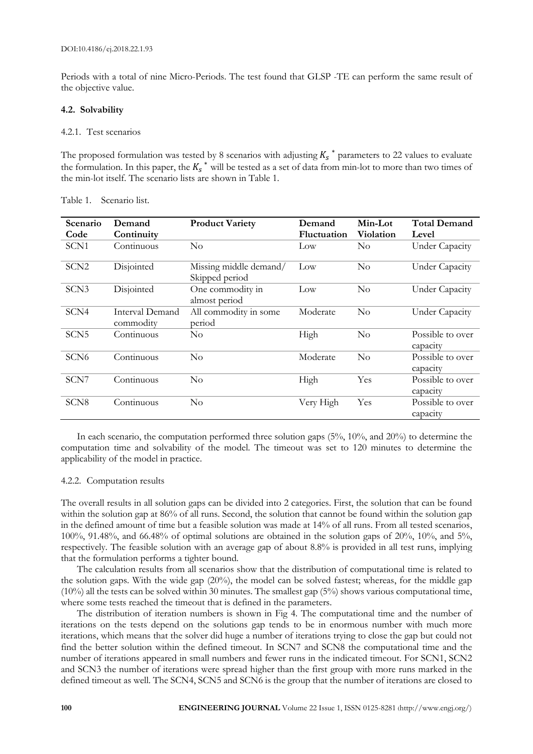Periods with a total of nine Micro-Periods. The test found that GLSP -TE can perform the same result of the objective value.

### 4.2. Solvability

#### 4.2.1. Test scenarios

The proposed formulation was tested by 8 scenarios with adjusting $K_s{}^*$ parameters to 22 values to evaluate the formulation. In this paper, the $K_s{}^*$ will be tested as a set of data from min-lot to more than two times of the min-lot itself. The scenario lists are shown in Table 1.

Table 1. Scenario list.

| Scenario Code | Demand Continuity | Product Variety | Demand Fluctuation | Min-Lot Violation | Total Demand Level |
|---|---|---|---|---|---|
| SCN1 | Continuous | No | Low | No | Under Capacity |
| SCN2 | Disjointed | Missing middle demand/ Skipped period | Low | No | Under Capacity |
| SCN3 | Disjointed | One commodity in almost period | Low | No | Under Capacity |
| SCN4 | Interval Demand commodity | All commodity in some period | Moderate | No | Under Capacity |
| SCN5 | Continuous | No | High | No | Possible to over capacity |
| SCN6 | Continuous | No | Moderate | No | Possible to over capacity |
| SCN7 | Continuous | No | High | Yes | Possible to over capacity |
| SCN8 | Continuous | No | Very High | Yes | Possible to over capacity |

In each scenario, the computation performed three solution gaps (5%, 10%, and 20%) to determine the computation time and solvability of the model. The timeout was set to 120 minutes to determine the applicability of the model in practice.

#### 4.2.2. Computation results

The overall results in all solution gaps can be divided into 2 categories. First, the solution that can be found within the solution gap at 86% of all runs. Second, the solution that cannot be found within the solution gap in the defined amount of time but a feasible solution was made at 14% of all runs. From all tested scenarios, 100%, 91.48%, and 66.48% of optimal solutions are obtained in the solution gaps of 20%, 10%, and 5%, respectively. The feasible solution with an average gap of about 8.8% is provided in all test runs, implying that the formulation performs a tighter bound.

The calculation results from all scenarios show that the distribution of computational time is related to the solution gaps. With the wide gap (20%), the model can be solved fastest; whereas, for the middle gap (10%) all the tests can be solved within 30 minutes. The smallest gap (5%) shows various computational time, where some tests reached the timeout that is defined in the parameters.

The distribution of iteration numbers is shown in Fig 4. The computational time and the number of iterations on the tests depend on the solutions gap tends to be in enormous number with much more iterations, which means that the solver did huge a number of iterations trying to close the gap but could not find the better solution within the defined timeout. In SCN7 and SCN8 the computational time and the number of iterations appeared in small numbers and fewer runs in the indicated timeout. For SCN1, SCN2 and SCN3 the number of iterations were spread higher than the first group with more runs marked in the defined timeout as well. The SCN4, SCN5 and SCN6 is the group that the number of iterations are closed to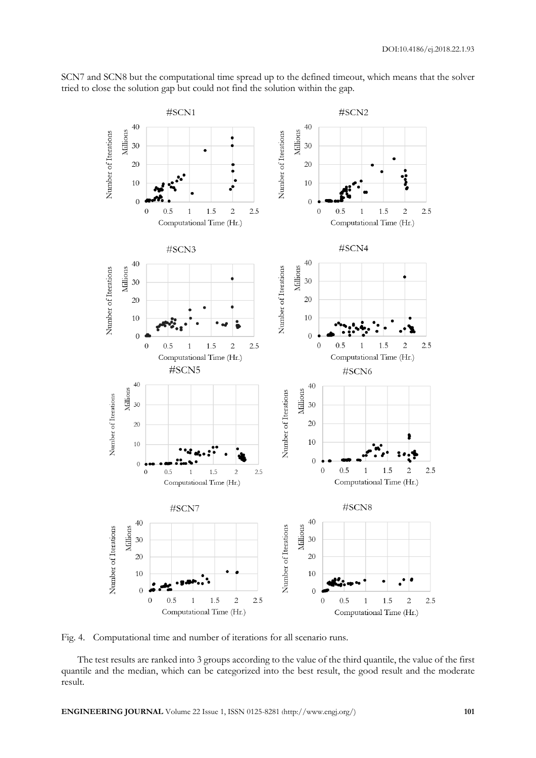SCN7 and SCN8 but the computational time spread up to the defined timeout, which means that the solver tried to close the solution gap but could not find the solution within the gap.

Fig. 4. Computational time and number of iterations for all scenario runs.

The test results are ranked into 3 groups according to the value of the third quantile, the value of the first quantile and the median, which can be categorized into the best result, the good result and the moderate result.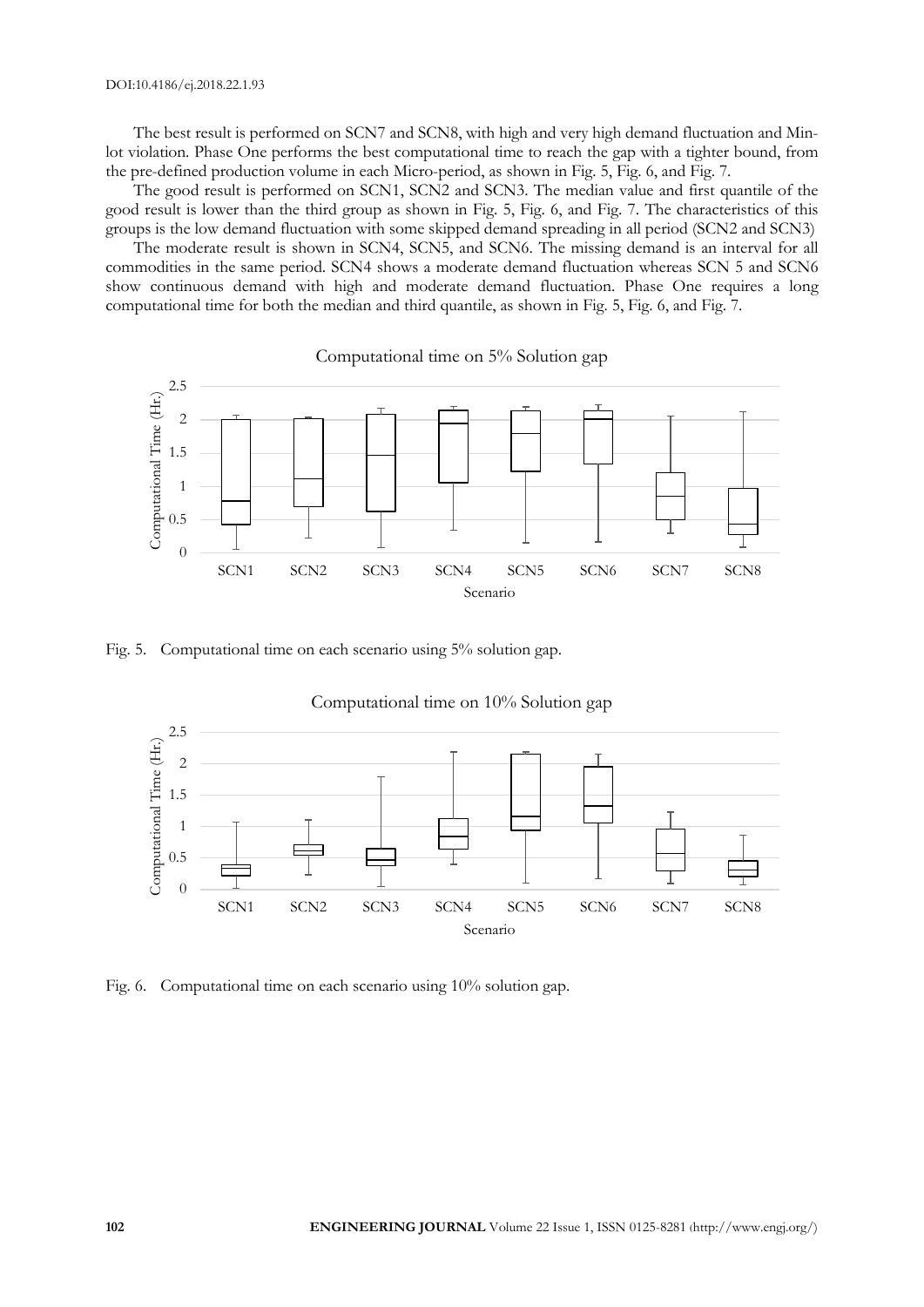The best result is performed on SCN7 and SCN8, with high and very high demand fluctuation and Min-lot violation. Phase One performs the best computational time to reach the gap with a tighter bound, from the pre-defined production volume in each Micro-period, as shown in Fig. 5, Fig. 6, and Fig. 7.

The good result is performed on SCN1, SCN2 and SCN3. The median value and first quantile of the good result is lower than the third group as shown in Fig. 5, Fig. 6, and Fig. 7. The characteristics of this groups is the low demand fluctuation with some skipped demand spreading in all period (SCN2 and SCN3)

The moderate result is shown in SCN4, SCN5, and SCN6. The missing demand is an interval for all commodities in the same period. SCN4 shows a moderate demand fluctuation whereas SCN 5 and SCN6 show continuous demand with high and moderate demand fluctuation. Phase One requires a long computational time for both the median and third quantile, as shown in Fig. 5, Fig. 6, and Fig. 7.

Fig. 5. Computational time on each scenario using 5% solution gap.

Fig. 6. Computational time on each scenario using 10% solution gap.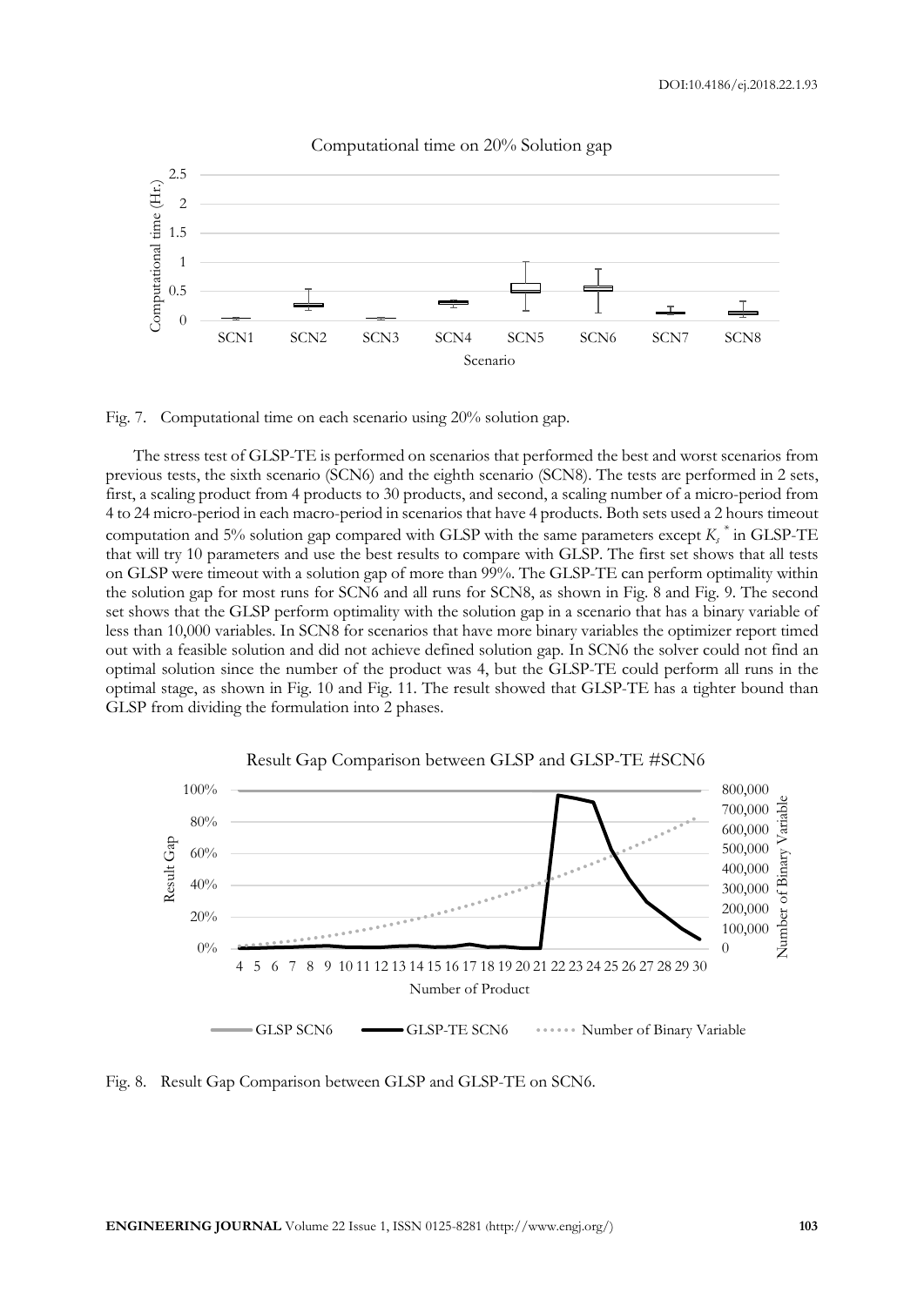Fig. 7. Computational time on each scenario using 20% solution gap.

The stress test of GLSP-TE is performed on scenarios that performed the best and worst scenarios from previous tests, the sixth scenario (SCN6) and the eighth scenario (SCN8). The tests are performed in 2 sets, first, a scaling product from 4 products to 30 products, and second, a scaling number of a micro-period from 4 to 24 micro-period in each macro-period in scenarios that have 4 products. Both sets used a 2 hours timeout computation and 5% solution gap compared with GLSP with the same parameters except $K_s^*$ in GLSP-TE that will try 10 parameters and use the best results to compare with GLSP. The first set shows that all tests on GLSP were timeout with a solution gap of more than 99%. The GLSP-TE can perform optimality within the solution gap for most runs for SCN6 and all runs for SCN8, as shown in Fig. 8 and Fig. 9. The second set shows that the GLSP perform optimality with the solution gap in a scenario that has a binary variable of less than 10,000 variables. In SCN8 for scenarios that have more binary variables the optimizer report timed out with a feasible solution and did not achieve defined solution gap. In SCN6 the solver could not find an optimal solution since the number of the product was 4, but the GLSP-TE could perform all runs in the optimal stage, as shown in Fig. 10 and Fig. 11. The result showed that GLSP-TE has a tighter bound than GLSP from dividing the formulation into 2 phases.

Fig. 8. Result Gap Comparison between GLSP and GLSP-TE on SCN6.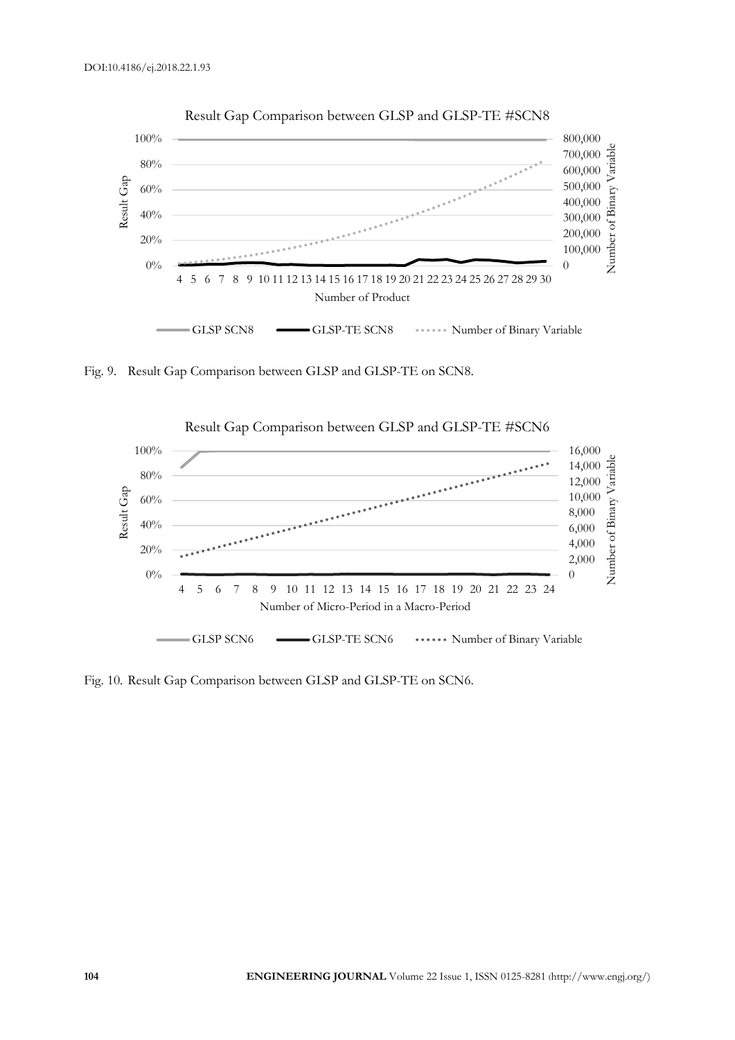Fig. 9. Result Gap Comparison between GLSP and GLSP-TE on SCN8.

Fig. 10. Result Gap Comparison between GLSP and GLSP-TE on SCN6.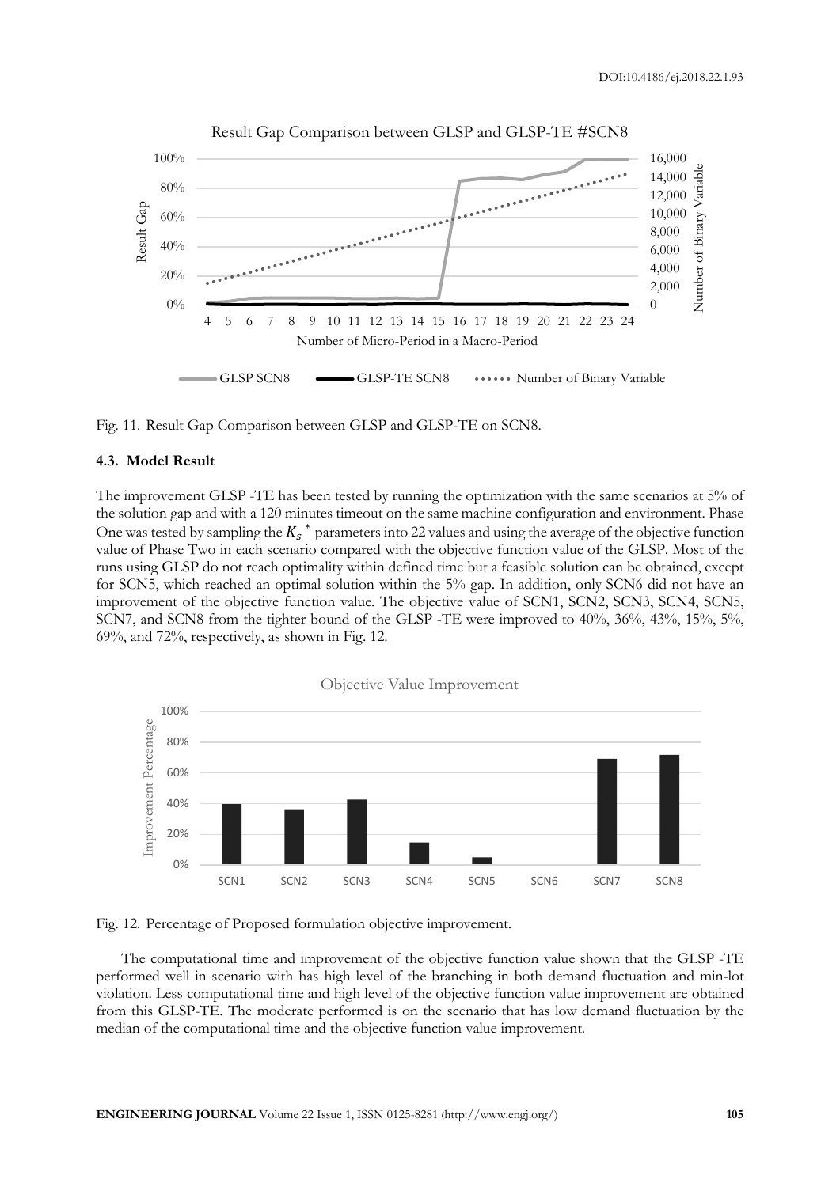Fig. 11. Result Gap Comparison between GLSP and GLSP-TE on SCN8.

### 4.3. Model Result

The improvement GLSP -TE has been tested by running the optimization with the same scenarios at 5% of the solution gap and with a 120 minutes timeout on the same machine configuration and environment. Phase One was tested by sampling the $K_s{}^*$ parameters into 22 values and using the average of the objective function value of Phase Two in each scenario compared with the objective function value of the GLSP. Most of the runs using GLSP do not reach optimality within defined time but a feasible solution can be obtained, except for SCN5, which reached an optimal solution within the 5% gap. In addition, only SCN6 did not have an improvement of the objective function value. The objective value of SCN1, SCN2, SCN3, SCN4, SCN5, SCN7, and SCN8 from the tighter bound of the GLSP -TE were improved to 40%, 36%, 43%, 15%, 5%, 69%, and 72%, respectively, as shown in Fig. 12.

Fig. 12. Percentage of Proposed formulation objective improvement.

The computational time and improvement of the objective function value shown that the GLSP -TE performed well in scenario with has high level of the branching in both demand fluctuation and min-lot violation. Less computational time and high level of the objective function value improvement are obtained from this GLSP-TE. The moderate performed is on the scenario that has low demand fluctuation by the median of the computational time and the objective function value improvement.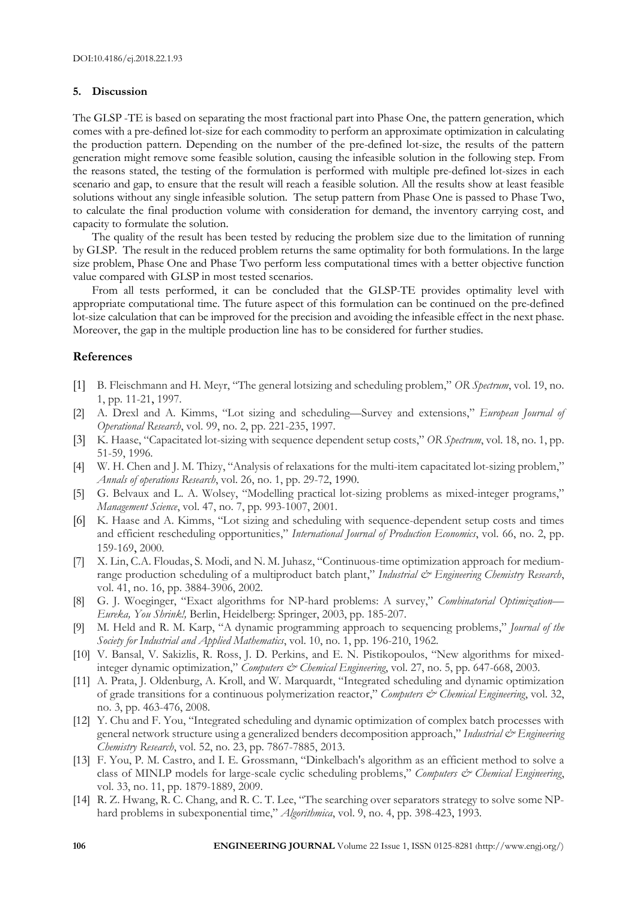## 5. Discussion

The GLSP -TE is based on separating the most fractional part into Phase One, the pattern generation, which comes with a pre-defined lot-size for each commodity to perform an approximate optimization in calculating the production pattern. Depending on the number of the pre-defined lot-size, the results of the pattern generation might remove some feasible solution, causing the infeasible solution in the following step. From the reasons stated, the testing of the formulation is performed with multiple pre-defined lot-sizes in each scenario and gap, to ensure that the result will reach a feasible solution. All the results show at least feasible solutions without any single infeasible solution. The setup pattern from Phase One is passed to Phase Two, to calculate the final production volume with consideration for demand, the inventory carrying cost, and capacity to formulate the solution.

The quality of the result has been tested by reducing the problem size due to the limitation of running by GLSP. The result in the reduced problem returns the same optimality for both formulations. In the large size problem, Phase One and Phase Two perform less computational times with a better objective function value compared with GLSP in most tested scenarios.

From all tests performed, it can be concluded that the GLSP-TE provides optimality level with appropriate computational time. The future aspect of this formulation can be continued on the pre-defined lot-size calculation that can be improved for the precision and avoiding the infeasible effect in the next phase. Moreover, the gap in the multiple production line has to be considered for further studies.

## References

[1] B. Fleischmann and H. Meyr, "The general lotsizing and scheduling problem," *OR Spectrum*, vol. 19, no. 1, pp. 11-21, 1997.

[2] A. Drexl and A. Kimms, "Lot sizing and scheduling—Survey and extensions," *European Journal of Operational Research*, vol. 99, no. 2, pp. 221-235, 1997.

[3] K. Haase, "Capacitated lot-sizing with sequence dependent setup costs," *OR Spectrum*, vol. 18, no. 1, pp. 51-59, 1996.

[4] W. H. Chen and J. M. Thizy, "Analysis of relaxations for the multi-item capacitated lot-sizing problem," *Annals of operations Research*, vol. 26, no. 1, pp. 29-72, 1990.

[5] G. Belvaux and L. A. Wolsey, "Modelling practical lot-sizing problems as mixed-integer programs," *Management Science*, vol. 47, no. 7, pp. 993-1007, 2001.

[6] K. Haase and A. Kimms, "Lot sizing and scheduling with sequence-dependent setup costs and times and efficient rescheduling opportunities," *International Journal of Production Economics*, vol. 66, no. 2, pp. 159-169, 2000.

[7] X. Lin, C.A. Floudas, S. Modi, and N. M. Juhasz, "Continuous-time optimization approach for medium-range production scheduling of a multiproduct batch plant," *Industrial & Engineering Chemistry Research*, vol. 41, no. 16, pp. 3884-3906, 2002.

[8] G. J. Woeginger, "Exact algorithms for NP-hard problems: A survey," *Combinatorial Optimization—Eureka, You Shrink!,* Berlin, Heidelberg: Springer, 2003, pp. 185-207.

[9] M. Held and R. M. Karp, "A dynamic programming approach to sequencing problems," *Journal of the Society for Industrial and Applied Mathematics*, vol. 10, no. 1, pp. 196-210, 1962.

[10] V. Bansal, V. Sakizlis, R. Ross, J. D. Perkins, and E. N. Pistikopoulos, "New algorithms for mixed-integer dynamic optimization," *Computers & Chemical Engineering*, vol. 27, no. 5, pp. 647-668, 2003.

[11] A. Prata, J. Oldenburg, A. Kroll, and W. Marquardt, "Integrated scheduling and dynamic optimization of grade transitions for a continuous polymerization reactor," *Computers & Chemical Engineering*, vol. 32, no. 3, pp. 463-476, 2008.

[12] Y. Chu and F. You, "Integrated scheduling and dynamic optimization of complex batch processes with general network structure using a generalized benders decomposition approach," *Industrial & Engineering Chemistry Research*, vol. 52, no. 23, pp. 7867-7885, 2013.

[13] F. You, P. M. Castro, and I. E. Grossmann, "Dinkelbach's algorithm as an efficient method to solve a class of MINLP models for large-scale cyclic scheduling problems," *Computers & Chemical Engineering*, vol. 33, no. 11, pp. 1879-1889, 2009.

[14] R. Z. Hwang, R. C. Chang, and R. C. T. Lee, "The searching over separators strategy to solve some NP-hard problems in subexponential time," *Algorithmica*, vol. 9, no. 4, pp. 398-423, 1993.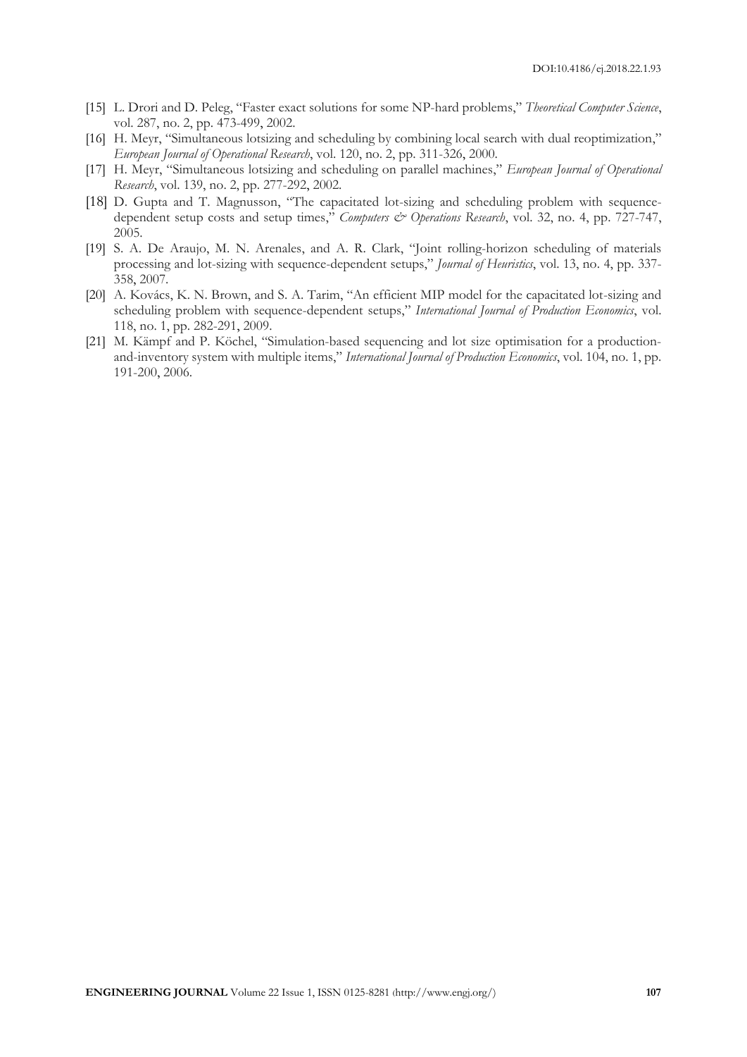[15] L. Drori and D. Peleg, "Faster exact solutions for some NP-hard problems," *Theoretical Computer Science*, vol. 287, no. 2, pp. 473-499, 2002.

[16] H. Meyr, "Simultaneous lotsizing and scheduling by combining local search with dual reoptimization," *European Journal of Operational Research*, vol. 120, no. 2, pp. 311-326, 2000.

[17] H. Meyr, "Simultaneous lotsizing and scheduling on parallel machines," *European Journal of Operational Research*, vol. 139, no. 2, pp. 277-292, 2002.

[18] D. Gupta and T. Magnusson, "The capacitated lot-sizing and scheduling problem with sequence-dependent setup costs and setup times," *Computers & Operations Research*, vol. 32, no. 4, pp. 727-747, 2005.

[19] S. A. De Araujo, M. N. Arenales, and A. R. Clark, "Joint rolling-horizon scheduling of materials processing and lot-sizing with sequence-dependent setups," *Journal of Heuristics*, vol. 13, no. 4, pp. 337-358, 2007.

[20] A. Kovács, K. N. Brown, and S. A. Tarim, "An efficient MIP model for the capacitated lot-sizing and scheduling problem with sequence-dependent setups," *International Journal of Production Economics*, vol. 118, no. 1, pp. 282-291, 2009.

[21] M. Kämpf and P. Köchel, "Simulation-based sequencing and lot size optimisation for a production-and-inventory system with multiple items," *International Journal of Production Economics*, vol. 104, no. 1, pp. 191-200, 2006.